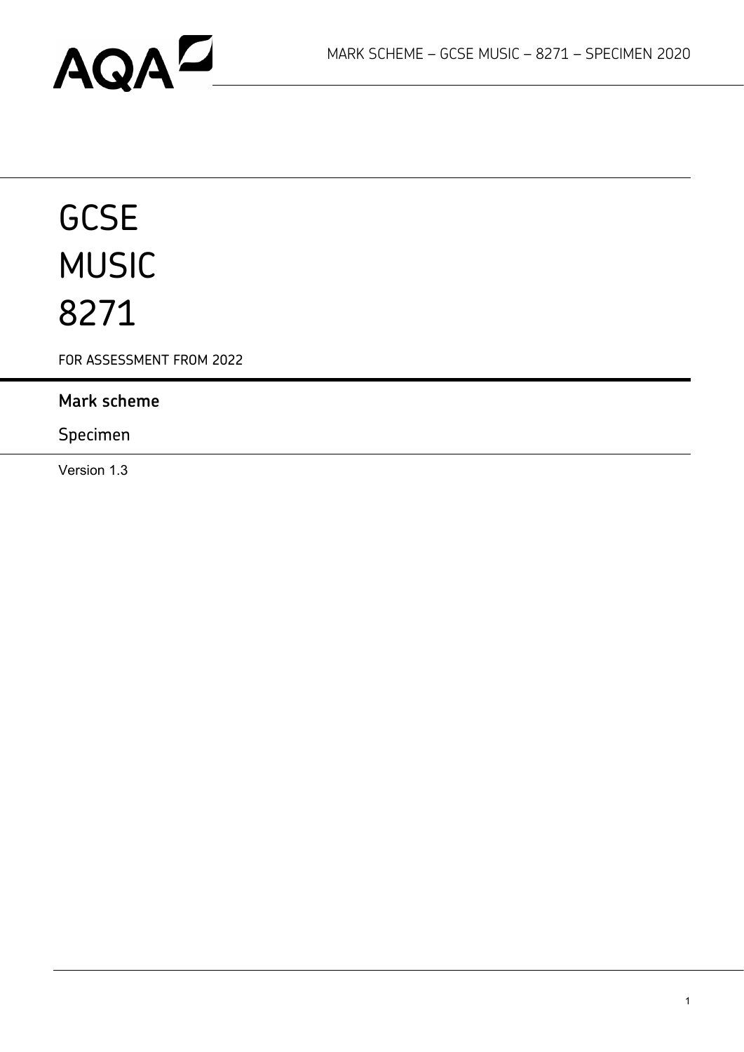# GCSE
# MUSIC
# 8271

FOR ASSESSMENT FROM 2022

## Mark scheme

Specimen

Version 1.3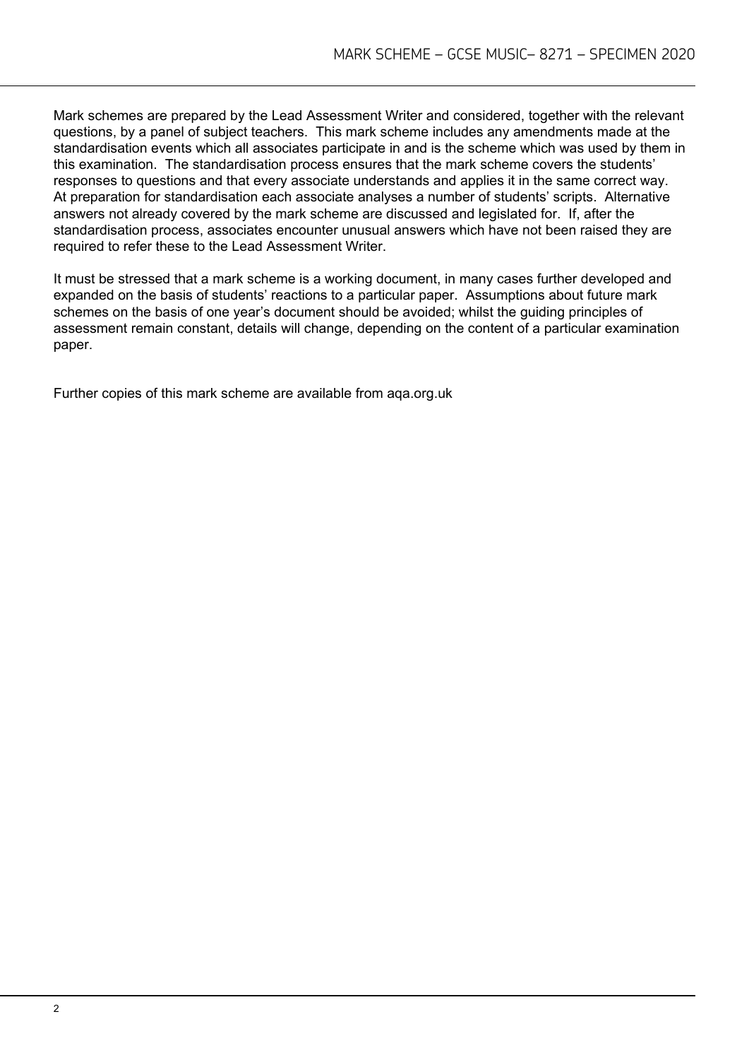Mark schemes are prepared by the Lead Assessment Writer and considered, together with the relevant questions, by a panel of subject teachers. This mark scheme includes any amendments made at the standardisation events which all associates participate in and is the scheme which was used by them in this examination. The standardisation process ensures that the mark scheme covers the students' responses to questions and that every associate understands and applies it in the same correct way. At preparation for standardisation each associate analyses a number of students' scripts. Alternative answers not already covered by the mark scheme are discussed and legislated for. If, after the standardisation process, associates encounter unusual answers which have not been raised they are required to refer these to the Lead Assessment Writer.

It must be stressed that a mark scheme is a working document, in many cases further developed and expanded on the basis of students' reactions to a particular paper. Assumptions about future mark schemes on the basis of one year's document should be avoided; whilst the guiding principles of assessment remain constant, details will change, depending on the content of a particular examination paper.

Further copies of this mark scheme are available from aqa.org.uk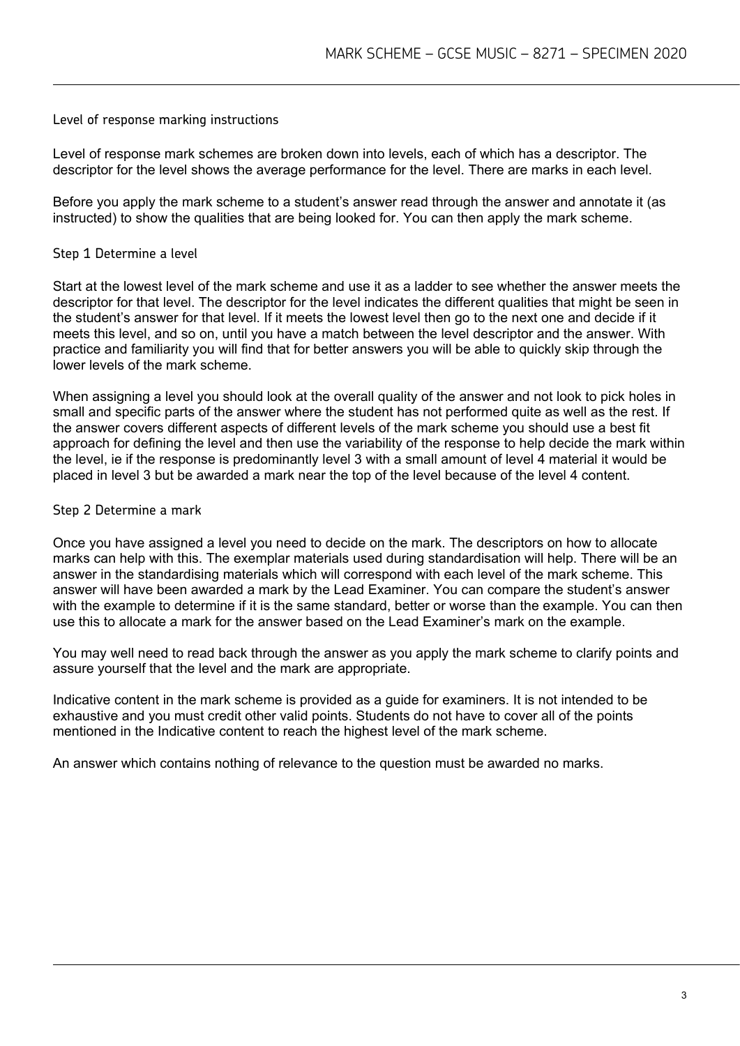## Level of response marking instructions

Level of response mark schemes are broken down into levels, each of which has a descriptor. The descriptor for the level shows the average performance for the level. There are marks in each level.

Before you apply the mark scheme to a student's answer read through the answer and annotate it (as instructed) to show the qualities that are being looked for. You can then apply the mark scheme.

### Step 1 Determine a level

Start at the lowest level of the mark scheme and use it as a ladder to see whether the answer meets the descriptor for that level. The descriptor for the level indicates the different qualities that might be seen in the student's answer for that level. If it meets the lowest level then go to the next one and decide if it meets this level, and so on, until you have a match between the level descriptor and the answer. With practice and familiarity you will find that for better answers you will be able to quickly skip through the lower levels of the mark scheme.

When assigning a level you should look at the overall quality of the answer and not look to pick holes in small and specific parts of the answer where the student has not performed quite as well as the rest. If the answer covers different aspects of different levels of the mark scheme you should use a best fit approach for defining the level and then use the variability of the response to help decide the mark within the level, ie if the response is predominantly level 3 with a small amount of level 4 material it would be placed in level 3 but be awarded a mark near the top of the level because of the level 4 content.

### Step 2 Determine a mark

Once you have assigned a level you need to decide on the mark. The descriptors on how to allocate marks can help with this. The exemplar materials used during standardisation will help. There will be an answer in the standardising materials which will correspond with each level of the mark scheme. This answer will have been awarded a mark by the Lead Examiner. You can compare the student's answer with the example to determine if it is the same standard, better or worse than the example. You can then use this to allocate a mark for the answer based on the Lead Examiner's mark on the example.

You may well need to read back through the answer as you apply the mark scheme to clarify points and assure yourself that the level and the mark are appropriate.

Indicative content in the mark scheme is provided as a guide for examiners. It is not intended to be exhaustive and you must credit other valid points. Students do not have to cover all of the points mentioned in the Indicative content to reach the highest level of the mark scheme.

An answer which contains nothing of relevance to the question must be awarded no marks.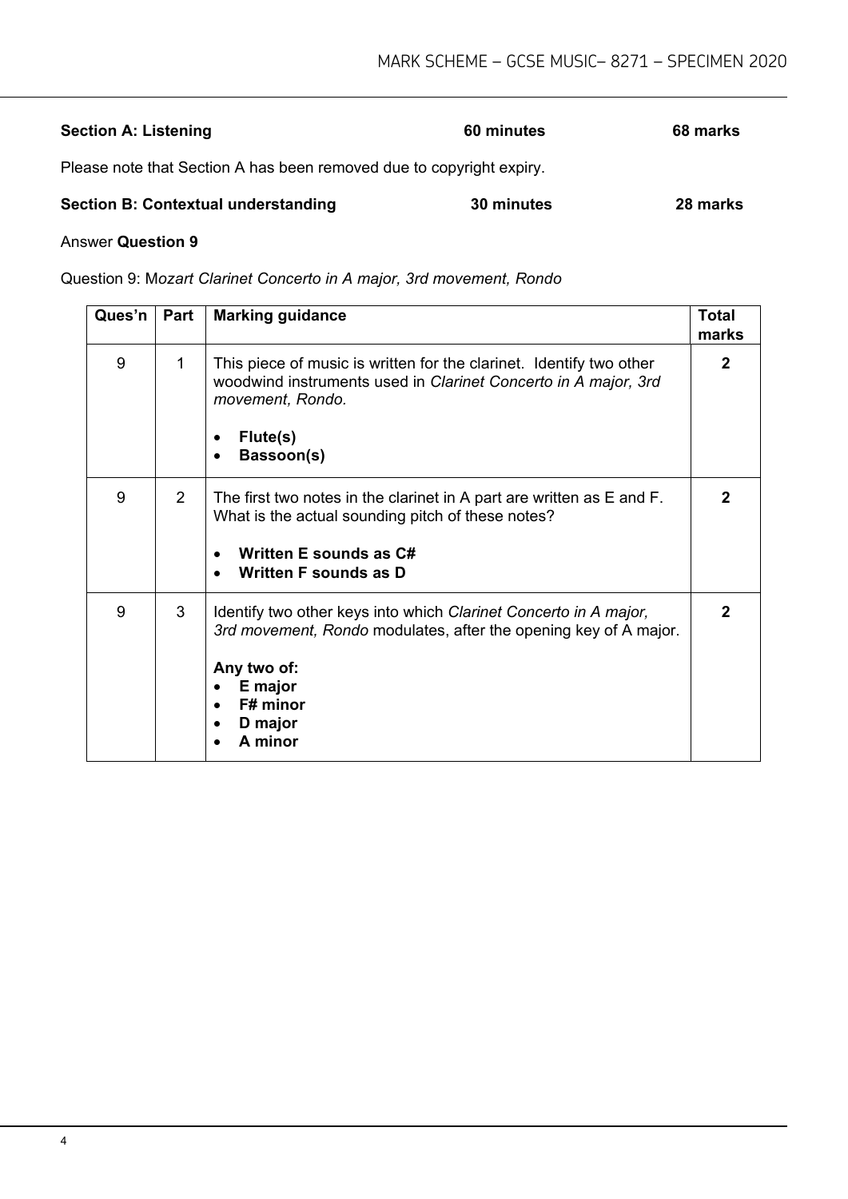| **Section A: Listening** | **60 minutes** | **68 marks** |
|---|---|---|

Please note that Section A has been removed due to copyright expiry.

| **Section B: Contextual understanding** | **30 minutes** | **28 marks** |
|---|---|---|

Answer **Question 9**

Question 9: M*ozart Clarinet Concerto in A major, 3rd movement, Rondo*

| Ques'n | Part | Marking guidance | Total marks |
|---|---|---|---|
| 9 | 1 | This piece of music is written for the clarinet. Identify two other woodwind instruments used in *Clarinet Concerto in A major, 3rd movement, Rondo.*<br><br>• **Flute(s)**<br>• **Bassoon(s)** | **2** |
| 9 | 2 | The first two notes in the clarinet in A part are written as E and F. What is the actual sounding pitch of these notes?<br><br>• **Written E sounds as C#**<br>• **Written F sounds as D** | **2** |
| 9 | 3 | Identify two other keys into which *Clarinet Concerto in A major, 3rd movement, Rondo* modulates, after the opening key of A major.<br><br>**Any two of:**<br>• **E major**<br>• **F# minor**<br>• **D major**<br>• **A minor** | **2** |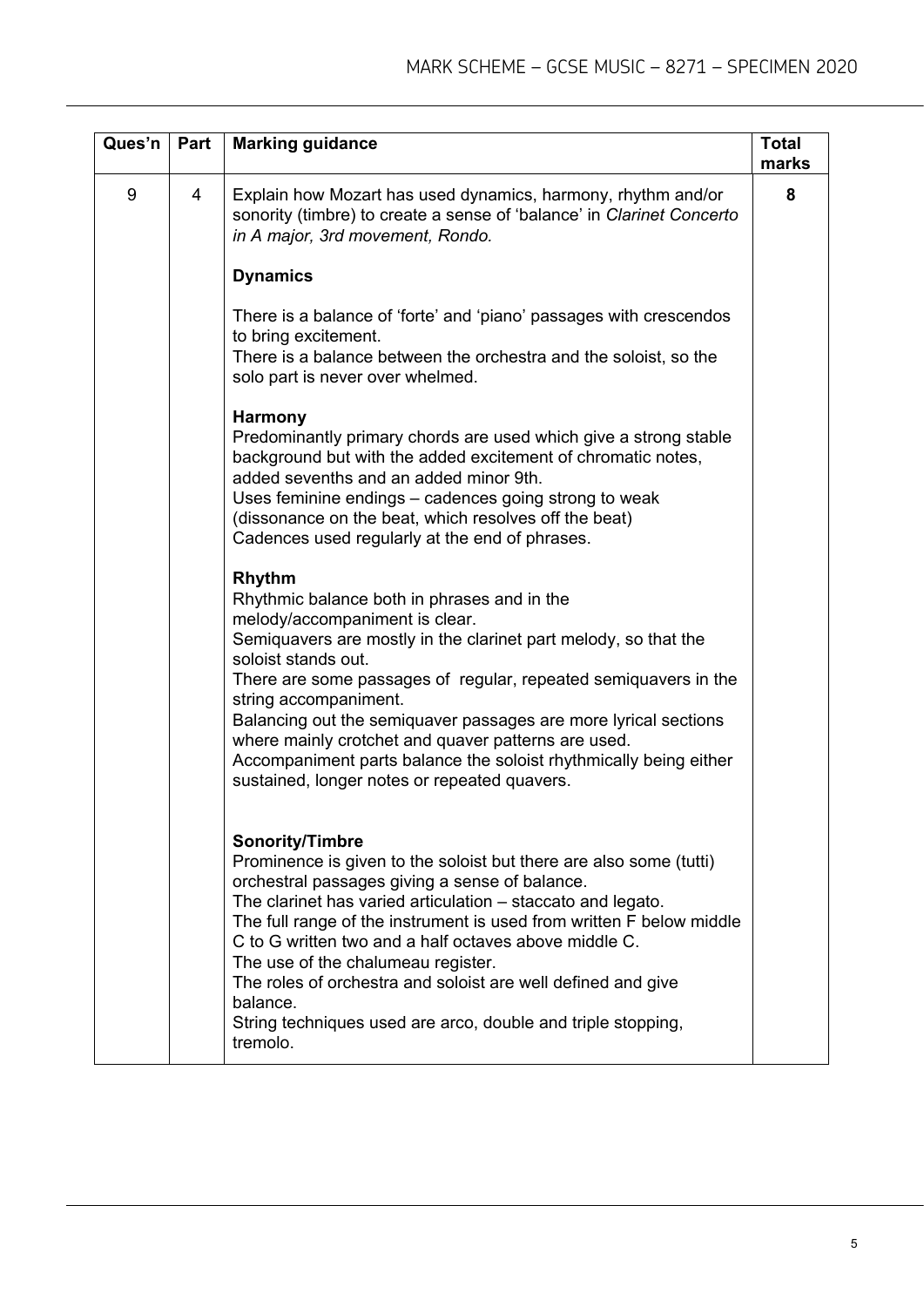| Ques'n | Part | Marking guidance | Total marks |
|---|---|---|---|
| 9 | 4 | Explain how Mozart has used dynamics, harmony, rhythm and/or sonority (timbre) to create a sense of 'balance' in *Clarinet Concerto in A major, 3rd movement, Rondo.*<br><br>**Dynamics**<br><br>There is a balance of 'forte' and 'piano' passages with crescendos to bring excitement.<br>There is a balance between the orchestra and the soloist, so the solo part is never over whelmed.<br><br>**Harmony**<br>Predominantly primary chords are used which give a strong stable background but with the added excitement of chromatic notes, added sevenths and an added minor 9th.<br>Uses feminine endings – cadences going strong to weak (dissonance on the beat, which resolves off the beat)<br>Cadences used regularly at the end of phrases.<br><br>**Rhythm**<br>Rhythmic balance both in phrases and in the melody/accompaniment is clear.<br>Semiquavers are mostly in the clarinet part melody, so that the soloist stands out.<br>There are some passages of regular, repeated semiquavers in the string accompaniment.<br>Balancing out the semiquaver passages are more lyrical sections where mainly crotchet and quaver patterns are used.<br>Accompaniment parts balance the soloist rhythmically being either sustained, longer notes or repeated quavers.<br><br>**Sonority/Timbre**<br>Prominence is given to the soloist but there are also some (tutti) orchestral passages giving a sense of balance.<br>The clarinet has varied articulation – staccato and legato.<br>The full range of the instrument is used from written F below middle C to G written two and a half octaves above middle C.<br>The use of the chalumeau register.<br>The roles of orchestra and soloist are well defined and give balance.<br>String techniques used are arco, double and triple stopping, tremolo. | 8 |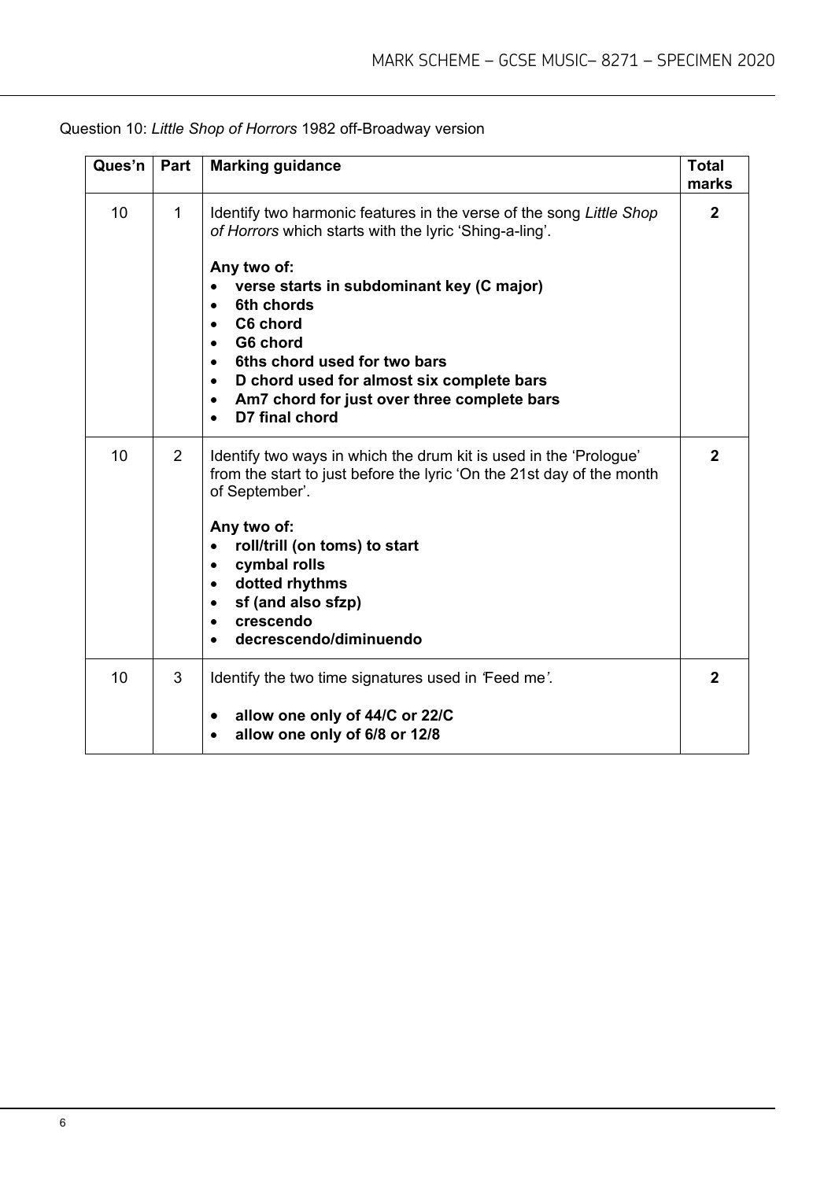Question 10: *Little Shop of Horrors* 1982 off-Broadway version

| Ques'n | Part | Marking guidance | Total marks |
|---|---|---|---|
| 10 | 1 | Identify two harmonic features in the verse of the song *Little Shop of Horrors* which starts with the lyric 'Shing-a-ling'.<br><br>**Any two of:**<br>• **verse starts in subdominant key (C major)**<br>• **6th chords**<br>• **C6 chord**<br>• **G6 chord**<br>• **6ths chord used for two bars**<br>• **D chord used for almost six complete bars**<br>• **Am7 chord for just over three complete bars**<br>• **D7 final chord** | **2** |
| 10 | 2 | Identify two ways in which the drum kit is used in the 'Prologue' from the start to just before the lyric 'On the 21st day of the month of September'.<br><br>**Any two of:**<br>• **roll/trill (on toms) to start**<br>• **cymbal rolls**<br>• **dotted rhythms**<br>• **sf (and also sfzp)**<br>• **crescendo**<br>• **decrescendo/diminuendo** | **2** |
| 10 | 3 | Identify the two time signatures used in *'*Feed me*'.*<br><br>• **allow one only of 44/C or 22/C**<br>• **allow one only of 6/8 or 12/8** | **2** |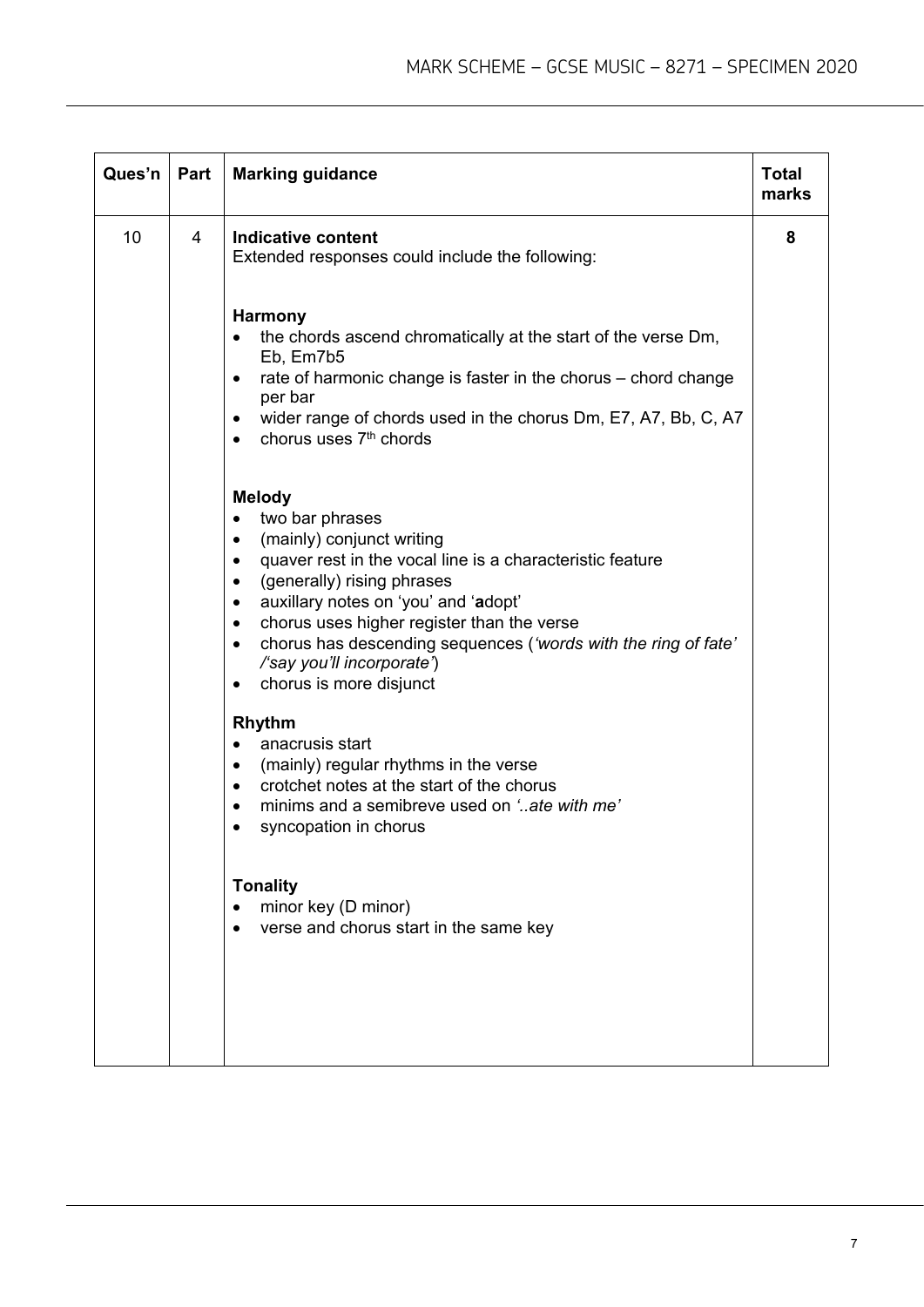| Ques'n | Part | Marking guidance | Total marks |
|---|---|---|---|
| 10 | 4 | **Indicative content**<br>Extended responses could include the following:<br><br>**Harmony**<br>• the chords ascend chromatically at the start of the verse Dm, Eb, Em7b5<br>• rate of harmonic change is faster in the chorus – chord change per bar<br>• wider range of chords used in the chorus Dm, E7, A7, Bb, C, A7<br>• chorus uses 7th chords<br><br>**Melody**<br>• two bar phrases<br>• (mainly) conjunct writing<br>• quaver rest in the vocal line is a characteristic feature<br>• (generally) rising phrases<br>• auxillary notes on 'you' and '**a**dopt'<br>• chorus uses higher register than the verse<br>• chorus has descending sequences (*'words with the ring of fate' /'say you'll incorporate'*)<br>• chorus is more disjunct<br><br>**Rhythm**<br>• anacrusis start<br>• (mainly) regular rhythms in the verse<br>• crotchet notes at the start of the chorus<br>• minims and a semibreve used on *'..ate with me'*<br>• syncopation in chorus<br><br>**Tonality**<br>• minor key (D minor)<br>• verse and chorus start in the same key | 8 |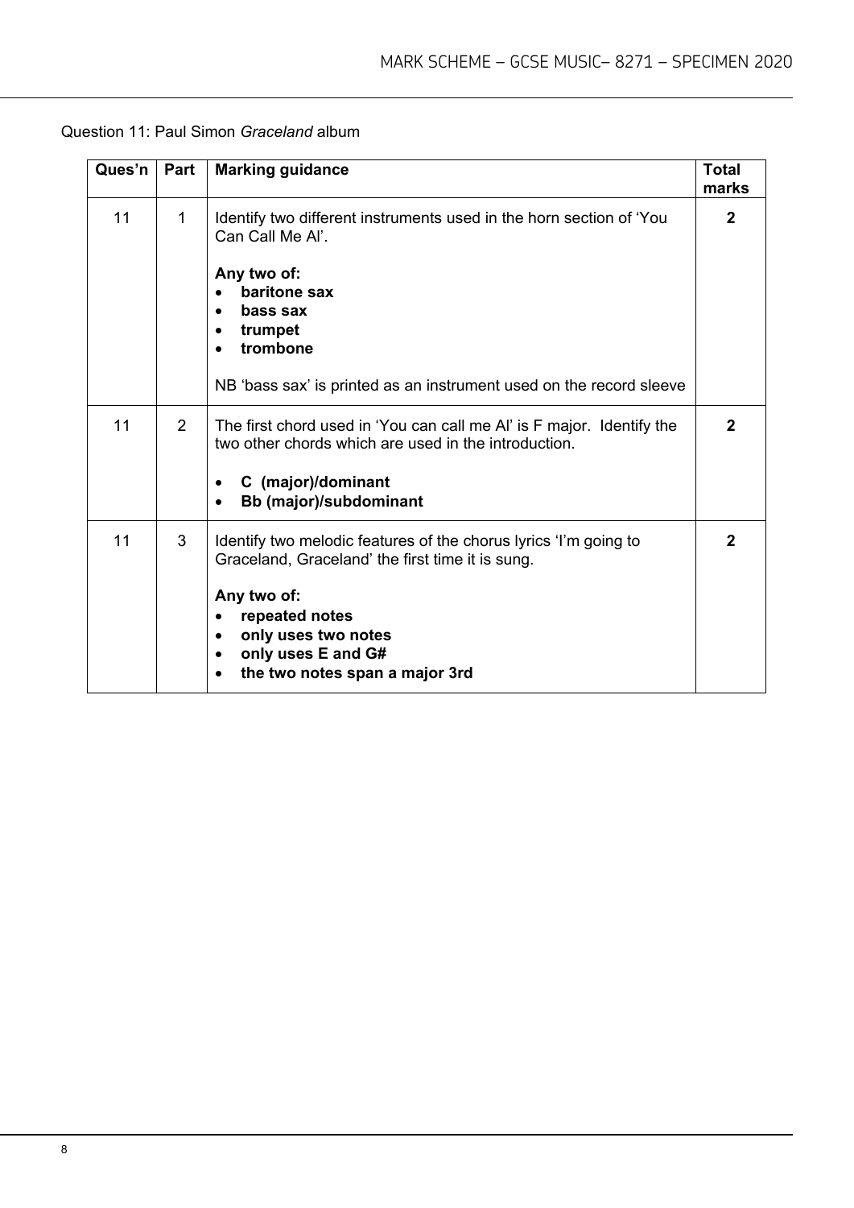Question 11: Paul Simon *Graceland* album

| Ques'n | Part | Marking guidance | Total marks |
|---|---|---|---|
| 11 | 1 | Identify two different instruments used in the horn section of 'You Can Call Me Al'.<br><br>**Any two of:**<br>• **baritone sax**<br>• **bass sax**<br>• **trumpet**<br>• **trombone**<br><br>NB 'bass sax' is printed as an instrument used on the record sleeve | **2** |
| 11 | 2 | The first chord used in 'You can call me Al' is F major. Identify the two other chords which are used in the introduction.<br><br>• **C (major)/dominant**<br>• **Bb (major)/subdominant** | **2** |
| 11 | 3 | Identify two melodic features of the chorus lyrics 'I'm going to Graceland, Graceland' the first time it is sung.<br><br>**Any two of:**<br>• **repeated notes**<br>• **only uses two notes**<br>• **only uses E and G#**<br>• **the two notes span a major 3rd** | **2** |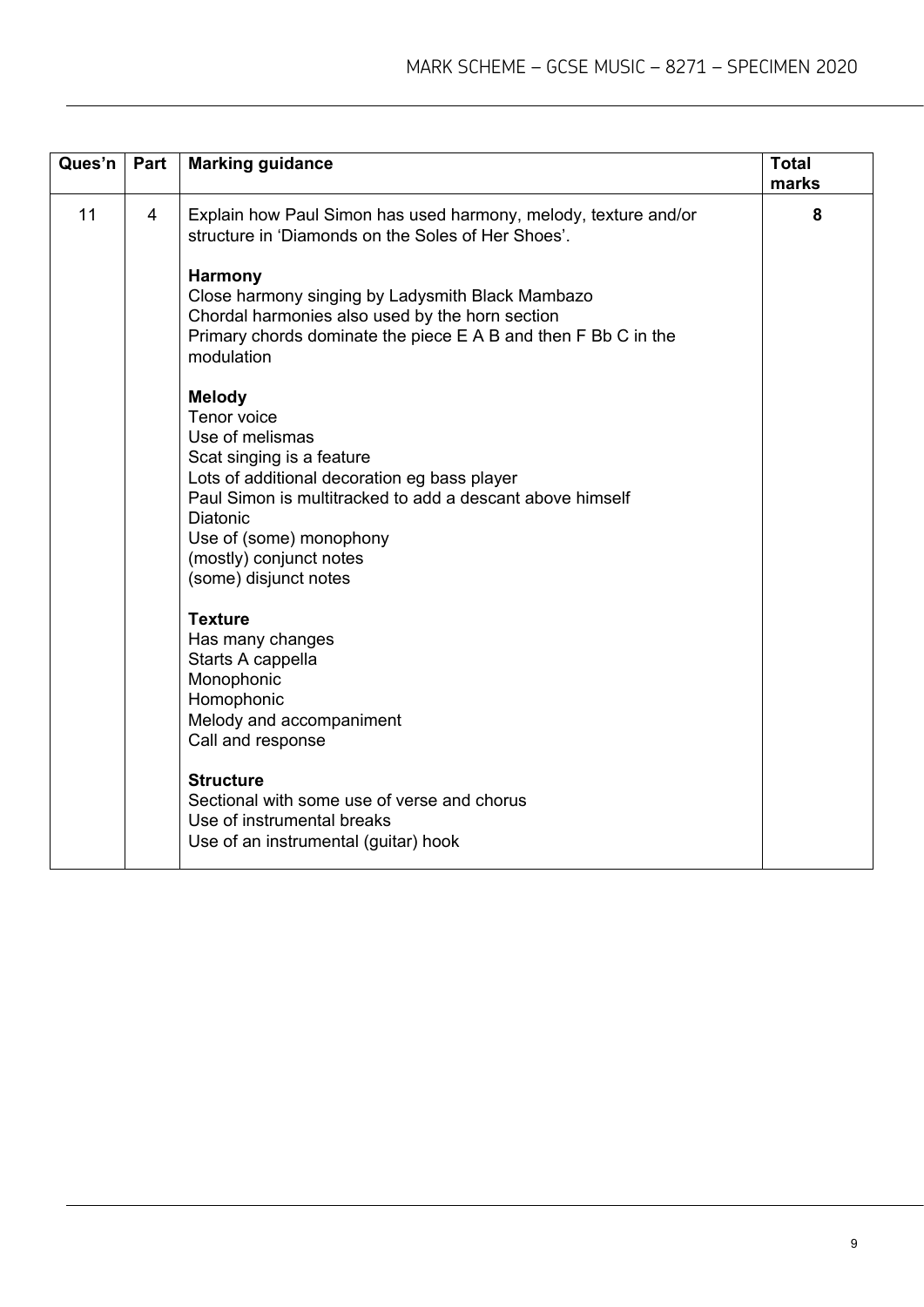| Ques'n | Part | Marking guidance | Total marks |
| --- | --- | --- | --- |
| 11 | 4 | Explain how Paul Simon has used harmony, melody, texture and/or structure in 'Diamonds on the Soles of Her Shoes'.<br><br>**Harmony**<br>Close harmony singing by Ladysmith Black Mambazo<br>Chordal harmonies also used by the horn section<br>Primary chords dominate the piece E A B and then F Bb C in the modulation<br><br>**Melody**<br>Tenor voice<br>Use of melismas<br>Scat singing is a feature<br>Lots of additional decoration eg bass player<br>Paul Simon is multitracked to add a descant above himself<br>Diatonic<br>Use of (some) monophony<br>(mostly) conjunct notes<br>(some) disjunct notes<br><br>**Texture**<br>Has many changes<br>Starts A cappella<br>Monophonic<br>Homophonic<br>Melody and accompaniment<br>Call and response<br><br>**Structure**<br>Sectional with some use of verse and chorus<br>Use of instrumental breaks<br>Use of an instrumental (guitar) hook | **8** |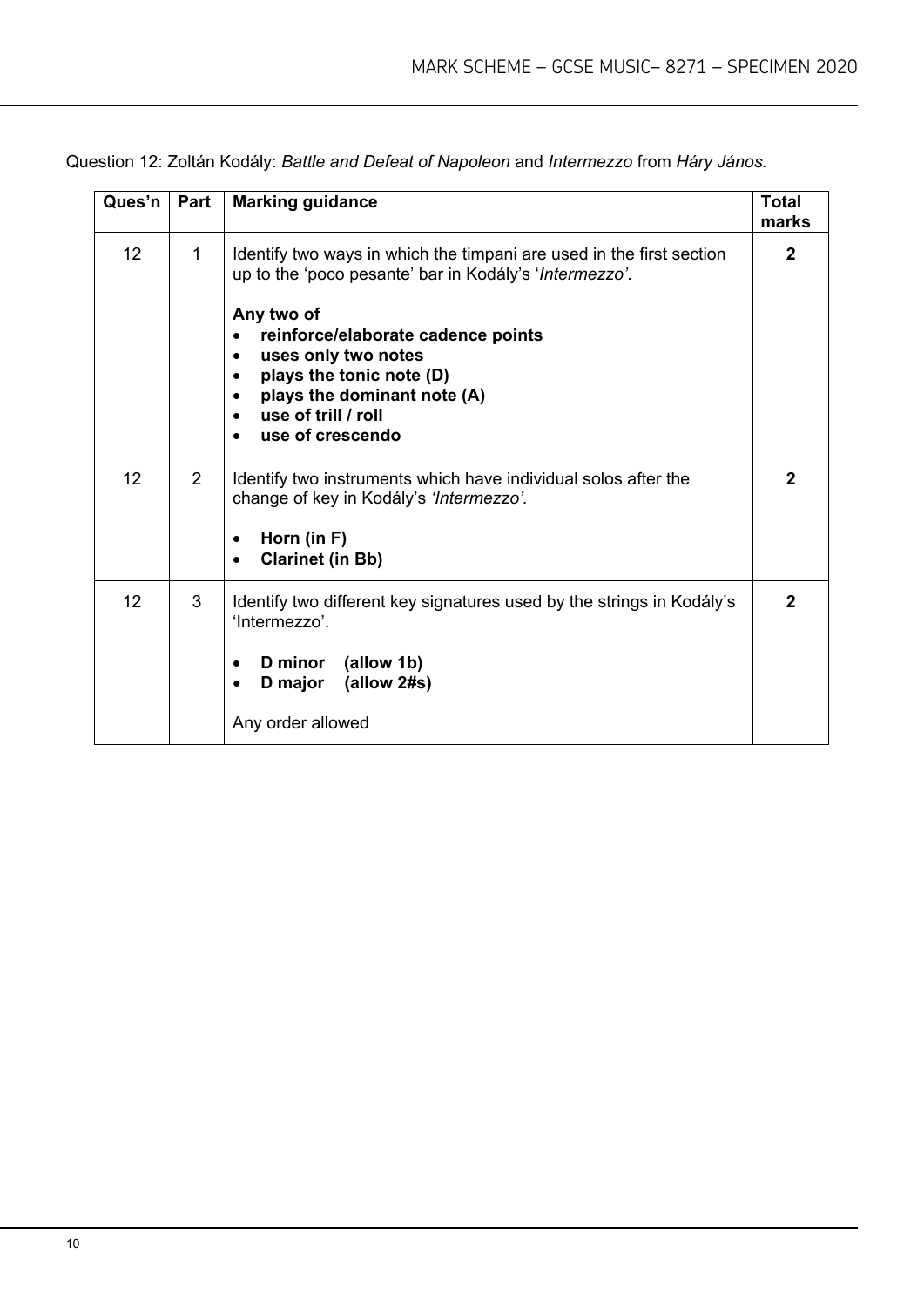Question 12: Zoltán Kodály: *Battle and Defeat of Napoleon* and *Intermezzo* from *Háry János.*

| Ques'n | Part | Marking guidance | Total marks |
| --- | --- | --- | --- |
| 12 | 1 | Identify two ways in which the timpani are used in the first section up to the 'poco pesante' bar in Kodály's '*Intermezzo'*.<br><br>**Any two of**<br>• **reinforce/elaborate cadence points**<br>• **uses only two notes**<br>• **plays the tonic note (D)**<br>• **plays the dominant note (A)**<br>• **use of trill / roll**<br>• **use of crescendo** | **2** |
| 12 | 2 | Identify two instruments which have individual solos after the change of key in Kodály's *'Intermezzo'.*<br><br>• **Horn (in F)**<br>• **Clarinet (in Bb)** | **2** |
| 12 | 3 | Identify two different key signatures used by the strings in Kodály's 'Intermezzo'.<br><br>• **D minor (allow 1b)**<br>• **D major (allow 2#s)**<br><br>Any order allowed | **2** |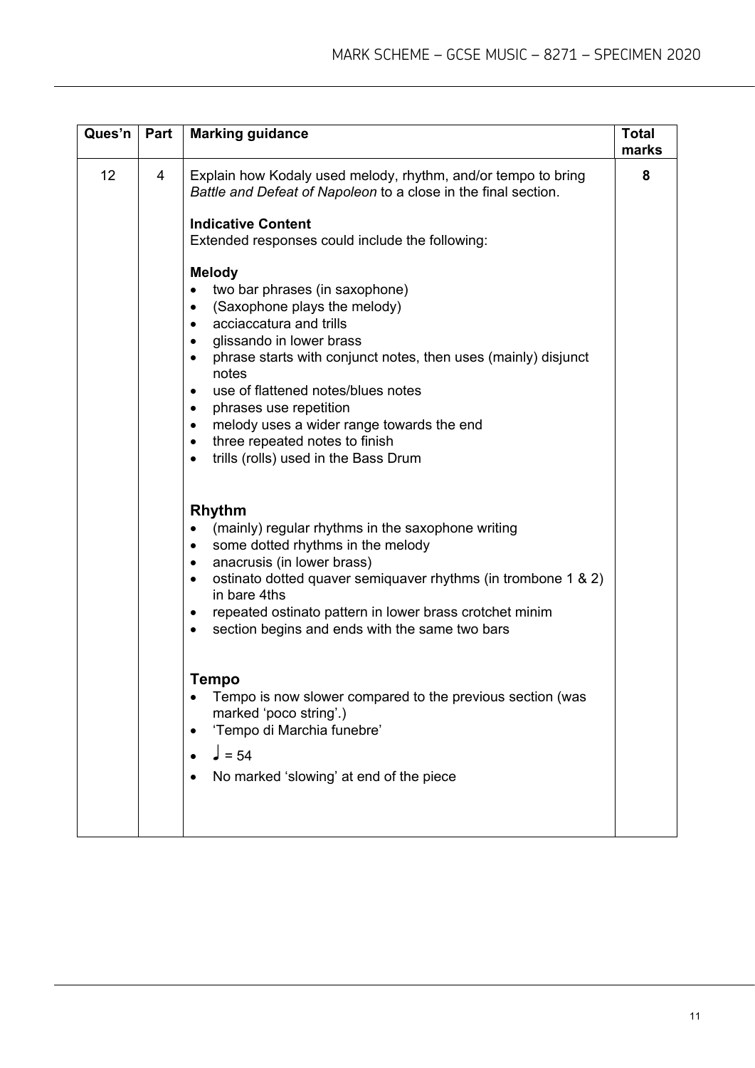| Ques'n | Part | Marking guidance | Total marks |
|---|---|---|---|
| 12 | 4 | Explain how Kodaly used melody, rhythm, and/or tempo to bring *Battle and Defeat of Napoleon* to a close in the final section.<br><br>**Indicative Content**<br>Extended responses could include the following:<br><br>**Melody**<br>• two bar phrases (in saxophone)<br>• (Saxophone plays the melody)<br>• acciaccatura and trills<br>• glissando in lower brass<br>• phrase starts with conjunct notes, then uses (mainly) disjunct notes<br>• use of flattened notes/blues notes<br>• phrases use repetition<br>• melody uses a wider range towards the end<br>• three repeated notes to finish<br>• trills (rolls) used in the Bass Drum<br><br>**Rhythm**<br>• (mainly) regular rhythms in the saxophone writing<br>• some dotted rhythms in the melody<br>• anacrusis (in lower brass)<br>• ostinato dotted quaver semiquaver rhythms (in trombone 1 & 2) in bare 4ths<br>• repeated ostinato pattern in lower brass crotchet minim<br>• section begins and ends with the same two bars<br><br>**Tempo**<br>• Tempo is now slower compared to the previous section (was marked 'poco string'.)<br>• 'Tempo di Marchia funebre'<br>• ♩ = 54<br>• No marked 'slowing' at end of the piece | **8** |